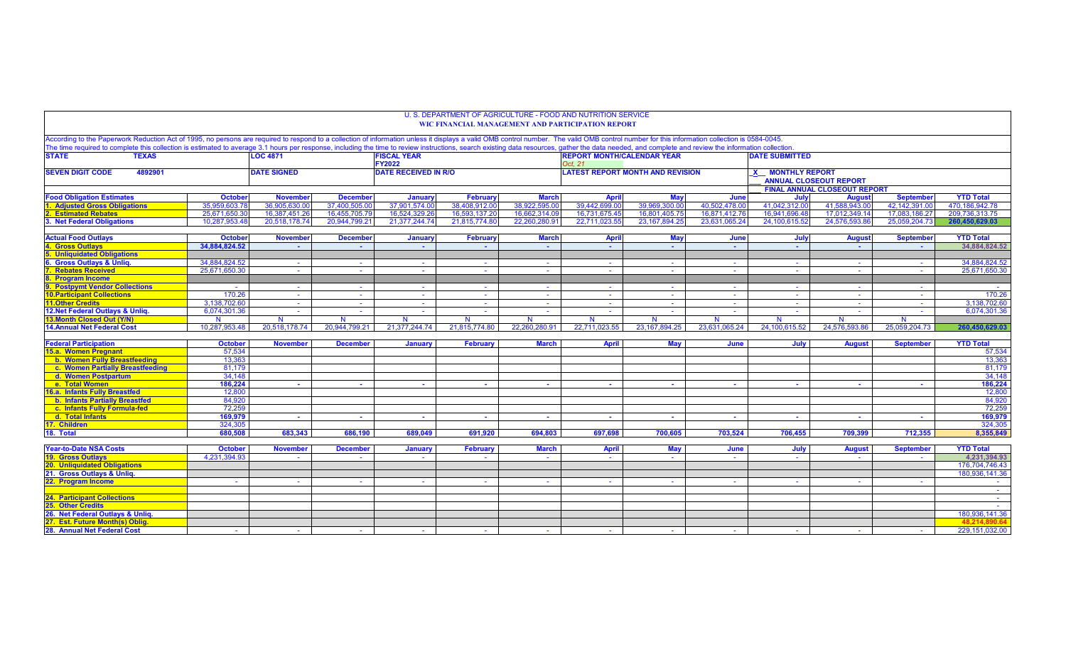# U. S. DEPARTMENT OF AGRICULTURE - FOOD AND NUTRITION SERVICE

## WIC FINANCIAL MANAGEMENT AND PARTICIPATION REPORT

According to the Paperwork Reduction Act of 1995, no persons are required to respond to a collection of information unless it displays a valid OMB control number. The valid OMB control number for this information collection is 0584-0045.
The time required to complete this collection is estimated to average 3.1 hours per response, including the time to review instructions, search existing data resources, gather the data needed, and complete and review the information collection.

| STATE | TEXAS | LOC 4871 | FISCAL YEAR FY2022 | REPORT MONTH/CALENDAR YEAR Oct. 21 | DATE SUBMITTED |
|---|---|---|---|---|---|
| SEVEN DIGIT CODE | 4892901 | DATE SIGNED | DATE RECEIVED IN R/O | LATEST REPORT MONTH AND REVISION | X MONTHLY REPORT |
| | | | | | ANNUAL CLOSEOUT REPORT |
| | | | | | FINAL ANNUAL CLOSEOUT REPORT |

| Food Obligation Estimates | October | November | December | January | February | March | April | May | June | July | August | September | YTD Total |
|---|---|---|---|---|---|---|---|---|---|---|---|---|---|
| 1. Adjusted Gross Obligations | 35,959,603.78 | 36,905,630.00 | 37,400,505.00 | 37,901,574.00 | 38,408,912.00 | 38,922,595.00 | 39,442,699.00 | 39,969,300.00 | 40,502,478.00 | 41,042,312.00 | 41,588,943.00 | 42,142,391.00 | 470,186,942.78 |
| 2. Estimated Rebates | 25,671,650.30 | 16,387,451.26 | 16,455,705.79 | 16,524,329.26 | 16,593,137.20 | 16,662,314.09 | 16,731,675.45 | 16,801,405.75 | 16,871,412.76 | 16,941,696.48 | 17,012,349.14 | 17,083,186.27 | 209,736,313.75 |
| 3. Net Federal Obligations | 10,287,953.48 | 20,518,178.74 | 20,944,799.21 | 21,377,244.74 | 21,815,774.80 | 22,260,280.91 | 22,711,023.55 | 23,167,894.25 | 23,631,065.24 | 24,100,615.52 | 24,576,593.86 | 25,059,204.73 | 260,450,629.03 |

| Actual Food Outlays | October | November | December | January | February | March | April | May | June | July | August | September | YTD Total |
|---|---|---|---|---|---|---|---|---|---|---|---|---|---|
| 4. Gross Outlays | 34,884,824.52 | - | - | - | - | - | - | - | - | - | - | - | 34,884,824.52 |
| 5. Unliquidated Obligations | | | | | | | | | | | | | |
| 6. Gross Outlays & Unliq. | 34,884,824.52 | - | - | - | - | - | - | - | - | - | - | - | 34,884,824.52 |
| 7. Rebates Received | 25,671,650.30 | - | - | - | - | - | - | - | - | - | - | - | 25,671,650.30 |
| 8. Program Income | | | | | | | | | | | | | |
| 9. Postpymt Vendor Collections | - | - | - | - | - | - | - | - | - | - | - | - | - |
| 10. Participant Collections | 170.26 | - | - | - | - | - | - | - | - | - | - | - | 170.26 |
| 11. Other Credits | 3,138,702.60 | - | - | - | - | - | - | - | - | - | - | - | 3,138,702.60 |
| 12. Net Federal Outlays & Unliq. | 6,074,301.36 | - | - | - | - | - | - | - | - | - | - | - | 6,074,301.36 |
| 13. Month Closed Out (Y/N) | N | N | N | N | N | N | N | N | N | N | N | N | |
| 14. Annual Net Federal Cost | 10,287,953.48 | 20,518,178.74 | 20,944,799.21 | 21,377,244.74 | 21,815,774.80 | 22,260,280.91 | 22,711,023.55 | 23,167,894.25 | 23,631,065.24 | 24,100,615.52 | 24,576,593.86 | 25,059,204.73 | 260,450,629.03 |

| Federal Participation | October | November | December | January | February | March | April | May | June | July | August | September | YTD Total |
|---|---|---|---|---|---|---|---|---|---|---|---|---|---|
| 15.a. Women Pregnant | 57,534 | | | | | | | | | | | | 57,534 |
| b. Women Fully Breastfeeding | 13,363 | | | | | | | | | | | | 13,363 |
| c. Women Partially Breastfeeding | 81,179 | | | | | | | | | | | | 81,179 |
| d. Women Postpartum | 34,148 | | | | | | | | | | | | 34,148 |
| e. Total Women | 186,224 | - | - | - | - | - | - | - | - | - | - | - | 186,224 |
| 16.a. Infants Fully Breastfed | 12,800 | | | | | | | | | | | | 12,800 |
| b. Infants Partially Breastfed | 84,920 | | | | | | | | | | | | 84,920 |
| c. Infants Fully Formula-fed | 72,259 | | | | | | | | | | | | 72,259 |
| d. Total Infants | 169,979 | - | - | - | - | - | - | - | - | - | - | - | 169,979 |
| 17. Children | 324,305 | | | | | | | | | | | | 324,305 |
| 18. Total | 680,508 | 683,343 | 686,190 | 689,049 | 691,920 | 694,803 | 697,698 | 700,605 | 703,524 | 706,455 | 709,399 | 712,355 | 8,355,849 |

| Year-to-Date NSA Costs | October | November | December | January | February | March | April | May | June | July | August | September | YTD Total |
|---|---|---|---|---|---|---|---|---|---|---|---|---|---|
| 19. Gross Outlays | 4,231,394.93 | - | - | - | - | - | - | - | - | - | - | - | 4,231,394.93 |
| 20. Unliquidated Obligations | | | | | | | | | | | | | 176,704,746.43 |
| 21. Gross Outlays & Unliq. | | | | | | | | | | | | | 180,936,141.36 |
| 22. Program Income | - | - | - | - | - | - | - | - | - | - | - | - | - |
| | | | | | | | | | | | | | - |
| 24. Participant Collections | | | | | | | | | | | | | - |
| 25. Other Credits | | | | | | | | | | | | | - |
| 26. Net Federal Outlays & Unliq. | | | | | | | | | | | | | 180,936,141.36 |
| 27. Est. Future Month(s) Oblig. | | | | | | | | | | | | | 48,214,890.64 |
| 28. Annual Net Federal Cost | - | - | - | - | - | - | - | - | - | - | - | - | 229,151,032.00 |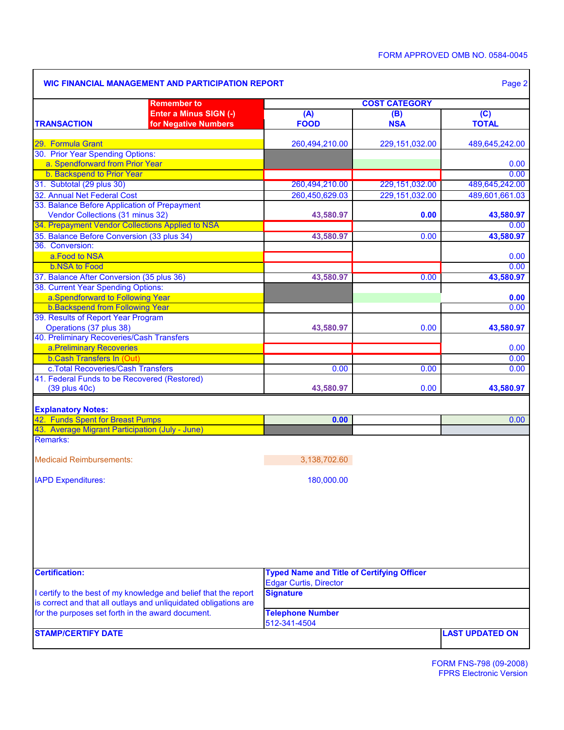FORM APPROVED OMB NO. 0584-0045

## WIC FINANCIAL MANAGEMENT AND PARTICIPATION REPORT

| TRANSACTION | Remember to Enter a Minus SIGN (-) for Negative Numbers | COST CATEGORY | | |
|---|---|---|---|---|
| | | (A) FOOD | (B) NSA | (C) TOTAL |
| 29. Formula Grant | | 260,494,210.00 | 229,151,032.00 | 489,645,242.00 |
| 30. Prior Year Spending Options: | | | | |
| a. Spendforward from Prior Year | | | | 0.00 |
| b. Backspend to Prior Year | | | | 0.00 |
| 31. Subtotal (29 plus 30) | | 260,494,210.00 | 229,151,032.00 | 489,645,242.00 |
| 32. Annual Net Federal Cost | | 260,450,629.03 | 229,151,032.00 | 489,601,661.03 |
| 33. Balance Before Application of Prepayment Vendor Collections (31 minus 32) | | **43,580.97** | **0.00** | **43,580.97** |
| 34. Prepayment Vendor Collections Applied to NSA | | | | 0.00 |
| 35. Balance Before Conversion (33 plus 34) | | **43,580.97** | 0.00 | **43,580.97** |
| 36. Conversion: | | | | |
| a. Food to NSA | | | | 0.00 |
| b. NSA to Food | | | | 0.00 |
| 37. Balance After Conversion (35 plus 36) | | **43,580.97** | 0.00 | **43,580.97** |
| 38. Current Year Spending Options: | | | | |
| a. Spendforward to Following Year | | | | **0.00** |
| b. Backspend from Following Year | | | | 0.00 |
| 39. Results of Report Year Program Operations (37 plus 38) | | **43,580.97** | 0.00 | **43,580.97** |
| 40. Preliminary Recoveries/Cash Transfers | | | | |
| a. Preliminary Recoveries | | | | 0.00 |
| b. Cash Transfers In (Out) | | | | 0.00 |
| c. Total Recoveries/Cash Transfers | | 0.00 | 0.00 | 0.00 |
| 41. Federal Funds to be Recovered (Restored) (39 plus 40c) | | **43,580.97** | 0.00 | **43,580.97** |
| **Explanatory Notes:** | | | | |
| 42. Funds Spent for Breast Pumps | | **0.00** | | 0.00 |
| 43. Average Migrant Participation (July - June) | | | | |

Remarks:

Medicaid Reimbursements: 3,138,702.60

IAPD Expenditures: 180,000.00

**Certification:**

I certify to the best of my knowledge and belief that the report is correct and that all outlays and unliquidated obligations are for the purposes set forth in the award document.

**Typed Name and Title of Certifying Officer**
Edgar Curtis, Director

**Signature**

**Telephone Number**
512-341-4504

**STAMP/CERTIFY DATE**

**LAST UPDATED ON**

FORM FNS-798 (09-2008)
FPRS Electronic Version